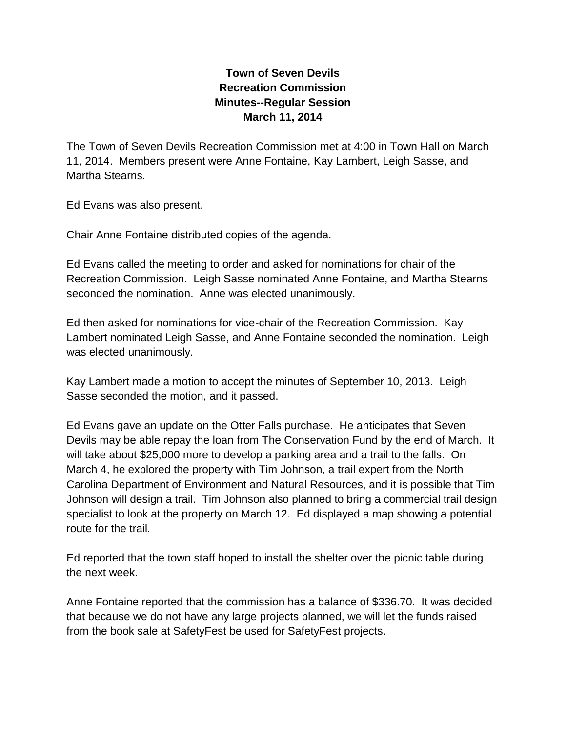# Town of Seven Devils
## Recreation Commission
## Minutes--Regular Session
## March 11, 2014

The Town of Seven Devils Recreation Commission met at 4:00 in Town Hall on March 11, 2014. Members present were Anne Fontaine, Kay Lambert, Leigh Sasse, and Martha Stearns.

Ed Evans was also present.

Chair Anne Fontaine distributed copies of the agenda.

Ed Evans called the meeting to order and asked for nominations for chair of the Recreation Commission. Leigh Sasse nominated Anne Fontaine, and Martha Stearns seconded the nomination. Anne was elected unanimously.

Ed then asked for nominations for vice-chair of the Recreation Commission. Kay Lambert nominated Leigh Sasse, and Anne Fontaine seconded the nomination. Leigh was elected unanimously.

Kay Lambert made a motion to accept the minutes of September 10, 2013. Leigh Sasse seconded the motion, and it passed.

Ed Evans gave an update on the Otter Falls purchase. He anticipates that Seven Devils may be able repay the loan from The Conservation Fund by the end of March. It will take about $25,000 more to develop a parking area and a trail to the falls. On March 4, he explored the property with Tim Johnson, a trail expert from the North Carolina Department of Environment and Natural Resources, and it is possible that Tim Johnson will design a trail. Tim Johnson also planned to bring a commercial trail design specialist to look at the property on March 12. Ed displayed a map showing a potential route for the trail.

Ed reported that the town staff hoped to install the shelter over the picnic table during the next week.

Anne Fontaine reported that the commission has a balance of $336.70. It was decided that because we do not have any large projects planned, we will let the funds raised from the book sale at SafetyFest be used for SafetyFest projects.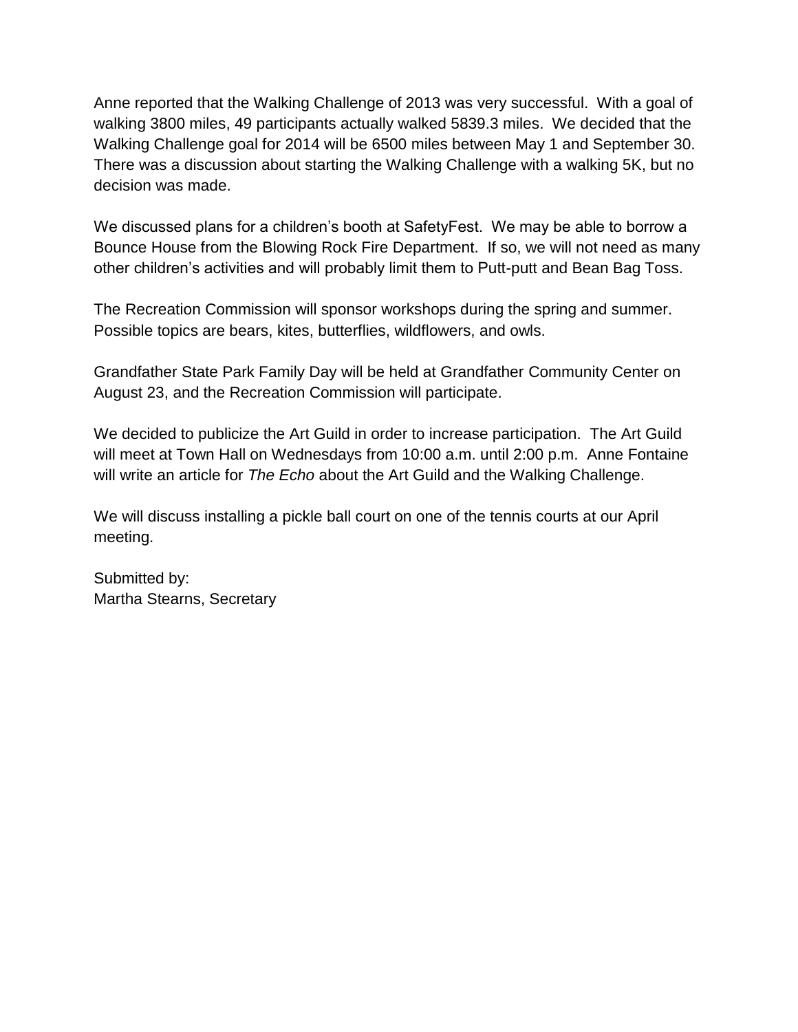Anne reported that the Walking Challenge of 2013 was very successful. With a goal of walking 3800 miles, 49 participants actually walked 5839.3 miles. We decided that the Walking Challenge goal for 2014 will be 6500 miles between May 1 and September 30. There was a discussion about starting the Walking Challenge with a walking 5K, but no decision was made.

We discussed plans for a children's booth at SafetyFest. We may be able to borrow a Bounce House from the Blowing Rock Fire Department. If so, we will not need as many other children's activities and will probably limit them to Putt-putt and Bean Bag Toss.

The Recreation Commission will sponsor workshops during the spring and summer. Possible topics are bears, kites, butterflies, wildflowers, and owls.

Grandfather State Park Family Day will be held at Grandfather Community Center on August 23, and the Recreation Commission will participate.

We decided to publicize the Art Guild in order to increase participation. The Art Guild will meet at Town Hall on Wednesdays from 10:00 a.m. until 2:00 p.m. Anne Fontaine will write an article for *The Echo* about the Art Guild and the Walking Challenge.

We will discuss installing a pickle ball court on one of the tennis courts at our April meeting.

Submitted by:
Martha Stearns, Secretary